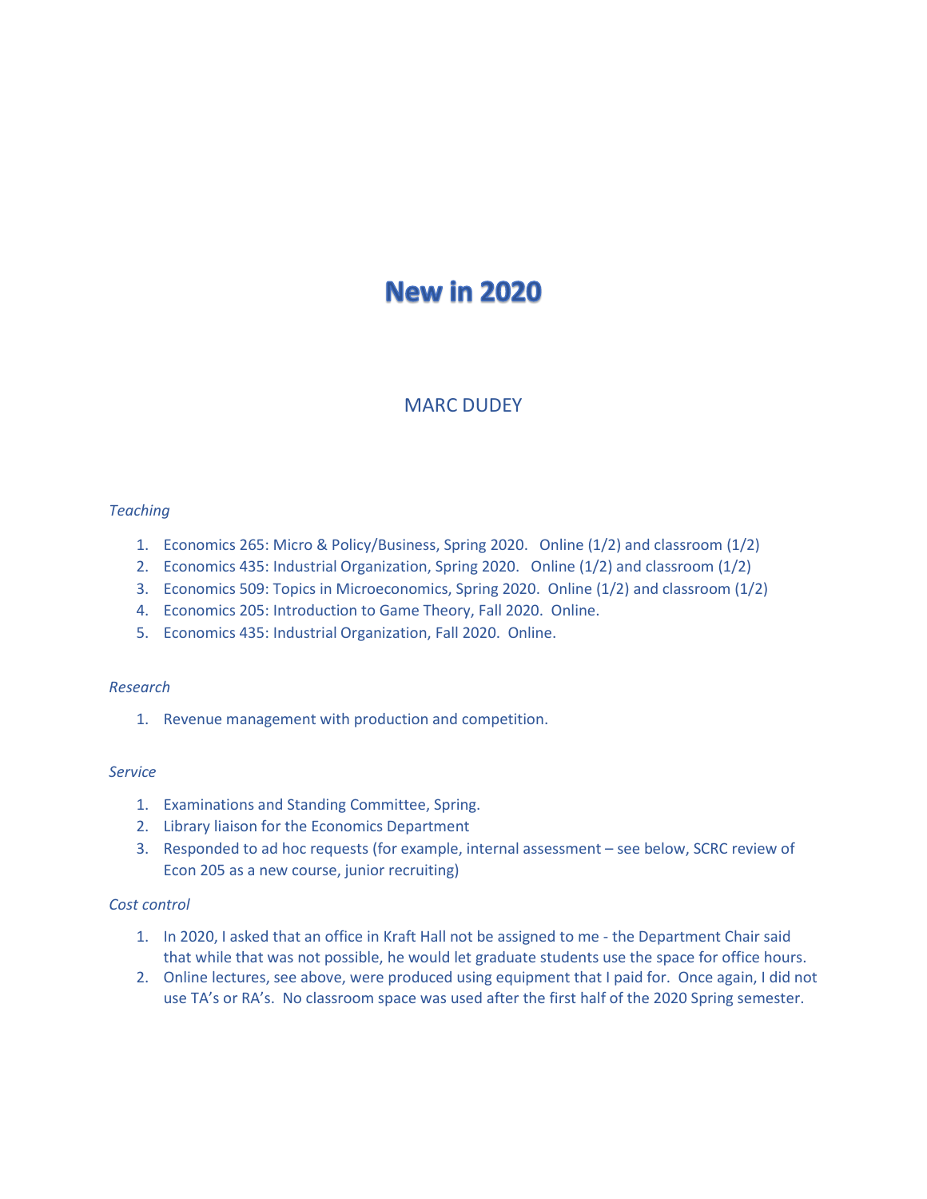# New in 2020

MARC DUDEY

*Teaching*

1. Economics 265: Micro & Policy/Business, Spring 2020. Online (1/2) and classroom (1/2)
2. Economics 435: Industrial Organization, Spring 2020. Online (1/2) and classroom (1/2)
3. Economics 509: Topics in Microeconomics, Spring 2020. Online (1/2) and classroom (1/2)
4. Economics 205: Introduction to Game Theory, Fall 2020. Online.
5. Economics 435: Industrial Organization, Fall 2020. Online.

*Research*

1. Revenue management with production and competition.

*Service*

1. Examinations and Standing Committee, Spring.
2. Library liaison for the Economics Department
3. Responded to ad hoc requests (for example, internal assessment – see below, SCRC review of Econ 205 as a new course, junior recruiting)

*Cost control*

1. In 2020, I asked that an office in Kraft Hall not be assigned to me - the Department Chair said that while that was not possible, he would let graduate students use the space for office hours.
2. Online lectures, see above, were produced using equipment that I paid for. Once again, I did not use TA's or RA's. No classroom space was used after the first half of the 2020 Spring semester.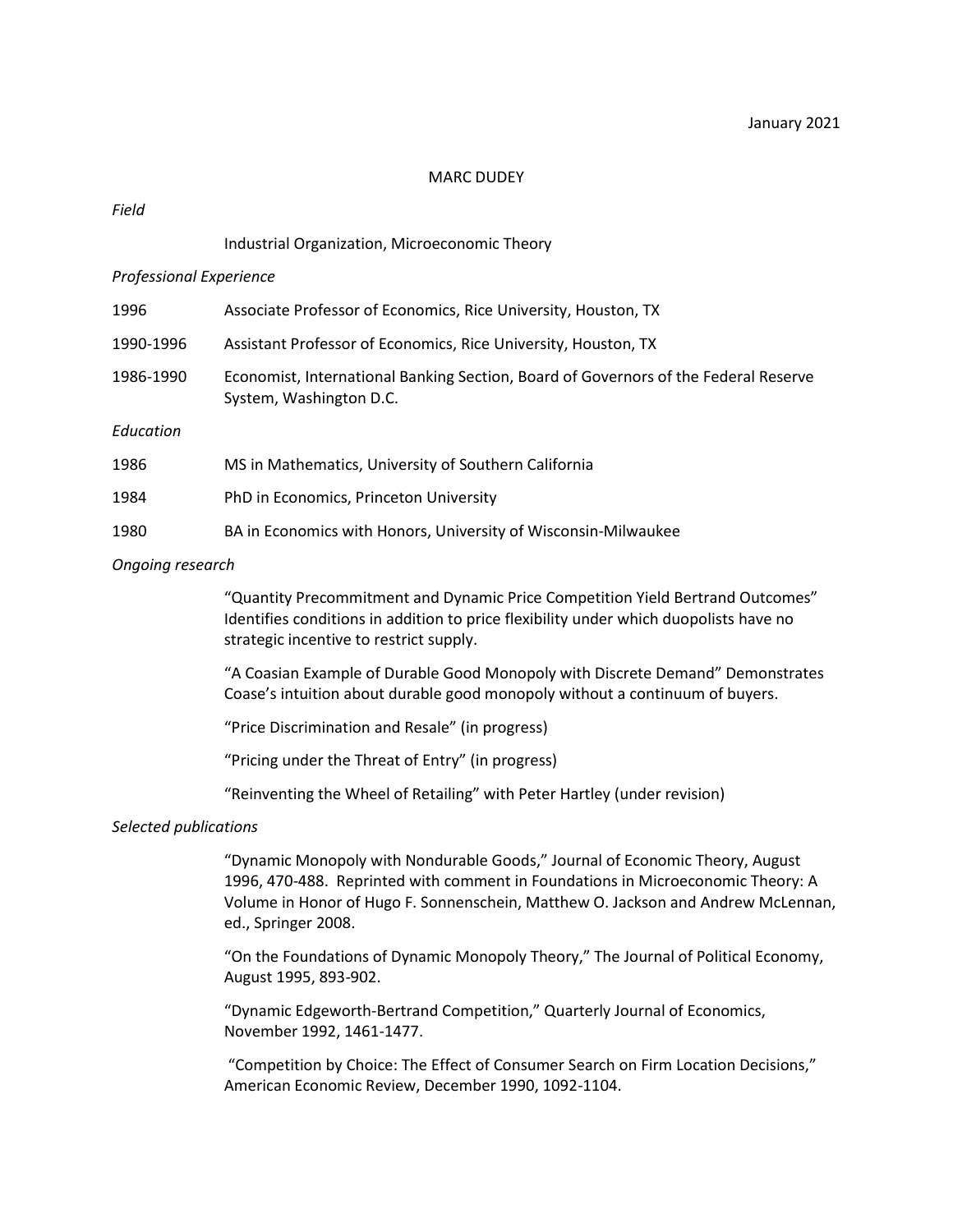January 2021

# MARC DUDEY

*Field*

Industrial Organization, Microeconomic Theory

*Professional Experience*

| | |
|---|---|
| 1996 | Associate Professor of Economics, Rice University, Houston, TX |
| 1990-1996 | Assistant Professor of Economics, Rice University, Houston, TX |
| 1986-1990 | Economist, International Banking Section, Board of Governors of the Federal Reserve System, Washington D.C. |

*Education*

| | |
|---|---|
| 1986 | MS in Mathematics, University of Southern California |
| 1984 | PhD in Economics, Princeton University |
| 1980 | BA in Economics with Honors, University of Wisconsin-Milwaukee |

*Ongoing research*

"Quantity Precommitment and Dynamic Price Competition Yield Bertrand Outcomes" Identifies conditions in addition to price flexibility under which duopolists have no strategic incentive to restrict supply.

"A Coasian Example of Durable Good Monopoly with Discrete Demand" Demonstrates Coase's intuition about durable good monopoly without a continuum of buyers.

"Price Discrimination and Resale" (in progress)

"Pricing under the Threat of Entry" (in progress)

"Reinventing the Wheel of Retailing" with Peter Hartley (under revision)

*Selected publications*

"Dynamic Monopoly with Nondurable Goods," Journal of Economic Theory, August 1996, 470-488. Reprinted with comment in Foundations in Microeconomic Theory: A Volume in Honor of Hugo F. Sonnenschein, Matthew O. Jackson and Andrew McLennan, ed., Springer 2008.

"On the Foundations of Dynamic Monopoly Theory," The Journal of Political Economy, August 1995, 893-902.

"Dynamic Edgeworth-Bertrand Competition," Quarterly Journal of Economics, November 1992, 1461-1477.

"Competition by Choice: The Effect of Consumer Search on Firm Location Decisions," American Economic Review, December 1990, 1092-1104.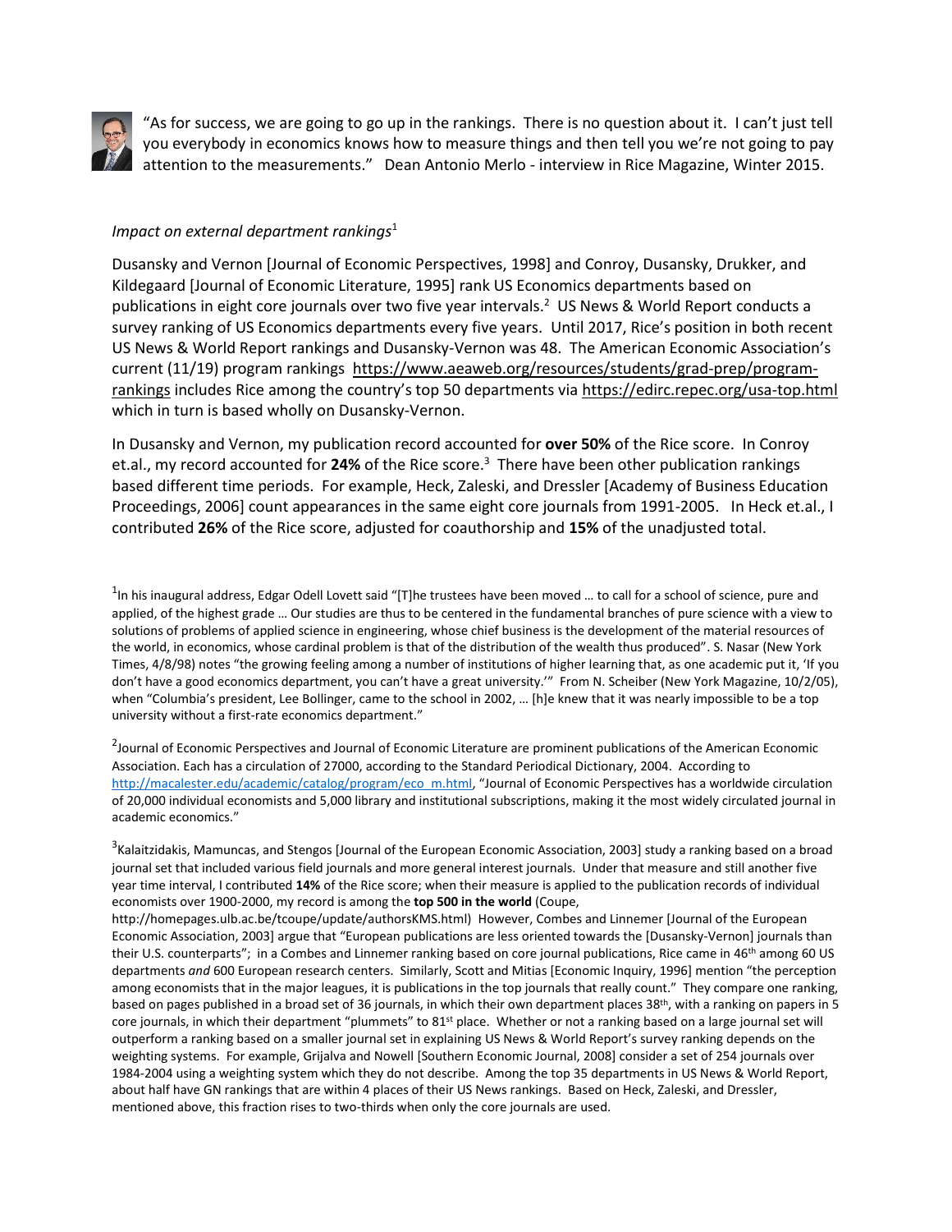"As for success, we are going to go up in the rankings. There is no question about it. I can't just tell you everybody in economics knows how to measure things and then tell you we're not going to pay attention to the measurements." Dean Antonio Merlo - interview in Rice Magazine, Winter 2015.

*Impact on external department rankings*[1]

Dusansky and Vernon [Journal of Economic Perspectives, 1998] and Conroy, Dusansky, Drukker, and Kildegaard [Journal of Economic Literature, 1995] rank US Economics departments based on publications in eight core journals over two five year intervals.[2] US News & World Report conducts a survey ranking of US Economics departments every five years. Until 2017, Rice's position in both recent US News & World Report rankings and Dusansky-Vernon was 48. The American Economic Association's current (11/19) program rankings https://www.aeaweb.org/resources/students/grad-prep/program-rankings includes Rice among the country's top 50 departments via https://edirc.repec.org/usa-top.html which in turn is based wholly on Dusansky-Vernon.

In Dusansky and Vernon, my publication record accounted for **over 50%** of the Rice score. In Conroy et.al., my record accounted for **24%** of the Rice score.[3] There have been other publication rankings based different time periods. For example, Heck, Zaleski, and Dressler [Academy of Business Education Proceedings, 2006] count appearances in the same eight core journals from 1991-2005. In Heck et.al., I contributed **26%** of the Rice score, adjusted for coauthorship and **15%** of the unadjusted total.

[1] In his inaugural address, Edgar Odell Lovett said "[T]he trustees have been moved … to call for a school of science, pure and applied, of the highest grade … Our studies are thus to be centered in the fundamental branches of pure science with a view to solutions of problems of applied science in engineering, whose chief business is the development of the material resources of the world, in economics, whose cardinal problem is that of the distribution of the wealth thus produced". S. Nasar (New York Times, 4/8/98) notes "the growing feeling among a number of institutions of higher learning that, as one academic put it, 'If you don't have a good economics department, you can't have a great university.'" From N. Scheiber (New York Magazine, 10/2/05), when "Columbia's president, Lee Bollinger, came to the school in 2002, … [h]e knew that it was nearly impossible to be a top university without a first-rate economics department."

[2] Journal of Economic Perspectives and Journal of Economic Literature are prominent publications of the American Economic Association. Each has a circulation of 27000, according to the Standard Periodical Dictionary, 2004. According to http://macalester.edu/academic/catalog/program/eco_m.html, "Journal of Economic Perspectives has a worldwide circulation of 20,000 individual economists and 5,000 library and institutional subscriptions, making it the most widely circulated journal in academic economics."

[3] Kalaitzidakis, Mamuncas, and Stengos [Journal of the European Economic Association, 2003] study a ranking based on a broad journal set that included various field journals and more general interest journals. Under that measure and still another five year time interval, I contributed **14%** of the Rice score; when their measure is applied to the publication records of individual economists over 1900-2000, my record is among the **top 500 in the world** (Coupe, http://homepages.ulb.ac.be/tcoupe/update/authorsKMS.html) However, Combes and Linnemer [Journal of the European Economic Association, 2003] argue that "European publications are less oriented towards the [Dusansky-Vernon] journals than their U.S. counterparts"; in a Combes and Linnemer ranking based on core journal publications, Rice came in 46th among 60 US departments *and* 600 European research centers. Similarly, Scott and Mitias [Economic Inquiry, 1996] mention "the perception among economists that in the major leagues, it is publications in the top journals that really count." They compare one ranking, based on pages published in a broad set of 36 journals, in which their own department places 38th, with a ranking on papers in 5 core journals, in which their department "plummets" to 81st place. Whether or not a ranking based on a large journal set will outperform a ranking based on a smaller journal set in explaining US News & World Report's survey ranking depends on the weighting systems. For example, Grijalva and Nowell [Southern Economic Journal, 2008] consider a set of 254 journals over 1984-2004 using a weighting system which they do not describe. Among the top 35 departments in US News & World Report, about half have GN rankings that are within 4 places of their US News rankings. Based on Heck, Zaleski, and Dressler, mentioned above, this fraction rises to two-thirds when only the core journals are used.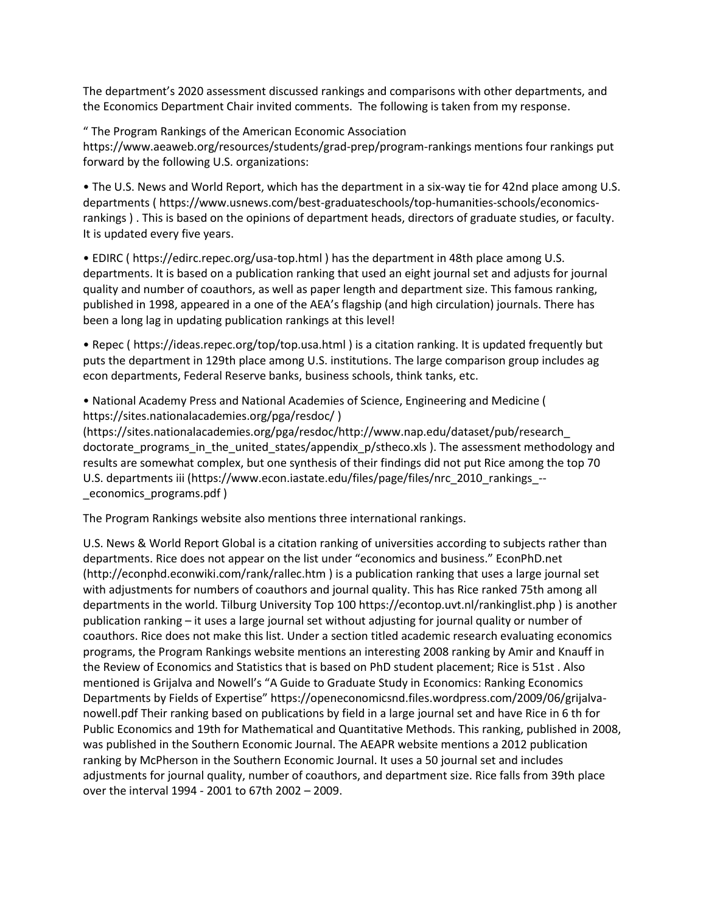The department's 2020 assessment discussed rankings and comparisons with other departments, and the Economics Department Chair invited comments. The following is taken from my response.

" The Program Rankings of the American Economic Association https://www.aeaweb.org/resources/students/grad-prep/program-rankings mentions four rankings put forward by the following U.S. organizations:

- The U.S. News and World Report, which has the department in a six-way tie for 42nd place among U.S. departments ( https://www.usnews.com/best-graduateschools/top-humanities-schools/economics-rankings ) . This is based on the opinions of department heads, directors of graduate studies, or faculty. It is updated every five years.

- EDIRC ( https://edirc.repec.org/usa-top.html ) has the department in 48th place among U.S. departments. It is based on a publication ranking that used an eight journal set and adjusts for journal quality and number of coauthors, as well as paper length and department size. This famous ranking, published in 1998, appeared in a one of the AEA's flagship (and high circulation) journals. There has been a long lag in updating publication rankings at this level!

- Repec ( https://ideas.repec.org/top/top.usa.html ) is a citation ranking. It is updated frequently but puts the department in 129th place among U.S. institutions. The large comparison group includes ag econ departments, Federal Reserve banks, business schools, think tanks, etc.

- National Academy Press and National Academies of Science, Engineering and Medicine ( https://sites.nationalacademies.org/pga/resdoc/ ) (https://sites.nationalacademies.org/pga/resdoc/http://www.nap.edu/dataset/pub/research_doctorate_programs_in_the_united_states/appendix_p/stheco.xls ). The assessment methodology and results are somewhat complex, but one synthesis of their findings did not put Rice among the top 70 U.S. departments iii (https://www.econ.iastate.edu/files/page/files/nrc_2010_rankings_--_economics_programs.pdf )

The Program Rankings website also mentions three international rankings.

U.S. News & World Report Global is a citation ranking of universities according to subjects rather than departments. Rice does not appear on the list under "economics and business." EconPhD.net (http://econphd.econwiki.com/rank/rallec.htm ) is a publication ranking that uses a large journal set with adjustments for numbers of coauthors and journal quality. This has Rice ranked 75th among all departments in the world. Tilburg University Top 100 https://econtop.uvt.nl/rankinglist.php ) is another publication ranking – it uses a large journal set without adjusting for journal quality or number of coauthors. Rice does not make this list. Under a section titled academic research evaluating economics programs, the Program Rankings website mentions an interesting 2008 ranking by Amir and Knauff in the Review of Economics and Statistics that is based on PhD student placement; Rice is 51st . Also mentioned is Grijalva and Nowell's "A Guide to Graduate Study in Economics: Ranking Economics Departments by Fields of Expertise" https://openeconomicsnd.files.wordpress.com/2009/06/grijalva-nowell.pdf Their ranking based on publications by field in a large journal set and have Rice in 6 th for Public Economics and 19th for Mathematical and Quantitative Methods. This ranking, published in 2008, was published in the Southern Economic Journal. The AEAPR website mentions a 2012 publication ranking by McPherson in the Southern Economic Journal. It uses a 50 journal set and includes adjustments for journal quality, number of coauthors, and department size. Rice falls from 39th place over the interval 1994 - 2001 to 67th 2002 – 2009.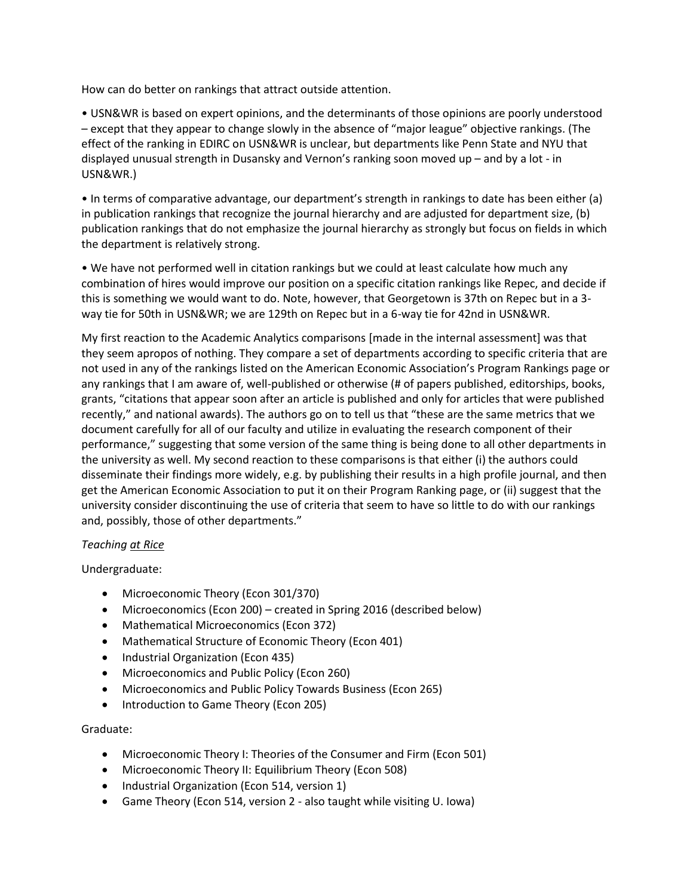How can do better on rankings that attract outside attention.

• USN&WR is based on expert opinions, and the determinants of those opinions are poorly understood – except that they appear to change slowly in the absence of "major league" objective rankings. (The effect of the ranking in EDIRC on USN&WR is unclear, but departments like Penn State and NYU that displayed unusual strength in Dusansky and Vernon's ranking soon moved up – and by a lot - in USN&WR.)

• In terms of comparative advantage, our department's strength in rankings to date has been either (a) in publication rankings that recognize the journal hierarchy and are adjusted for department size, (b) publication rankings that do not emphasize the journal hierarchy as strongly but focus on fields in which the department is relatively strong.

• We have not performed well in citation rankings but we could at least calculate how much any combination of hires would improve our position on a specific citation rankings like Repec, and decide if this is something we would want to do. Note, however, that Georgetown is 37th on Repec but in a 3-way tie for 50th in USN&WR; we are 129th on Repec but in a 6-way tie for 42nd in USN&WR.

My first reaction to the Academic Analytics comparisons [made in the internal assessment] was that they seem apropos of nothing. They compare a set of departments according to specific criteria that are not used in any of the rankings listed on the American Economic Association's Program Rankings page or any rankings that I am aware of, well-published or otherwise (# of papers published, editorships, books, grants, "citations that appear soon after an article is published and only for articles that were published recently," and national awards). The authors go on to tell us that "these are the same metrics that we document carefully for all of our faculty and utilize in evaluating the research component of their performance," suggesting that some version of the same thing is being done to all other departments in the university as well. My second reaction to these comparisons is that either (i) the authors could disseminate their findings more widely, e.g. by publishing their results in a high profile journal, and then get the American Economic Association to put it on their Program Ranking page, or (ii) suggest that the university consider discontinuing the use of criteria that seem to have so little to do with our rankings and, possibly, those of other departments."

*Teaching at Rice*

Undergraduate:

- Microeconomic Theory (Econ 301/370)
- Microeconomics (Econ 200) – created in Spring 2016 (described below)
- Mathematical Microeconomics (Econ 372)
- Mathematical Structure of Economic Theory (Econ 401)
- Industrial Organization (Econ 435)
- Microeconomics and Public Policy (Econ 260)
- Microeconomics and Public Policy Towards Business (Econ 265)
- Introduction to Game Theory (Econ 205)

Graduate:

- Microeconomic Theory I: Theories of the Consumer and Firm (Econ 501)
- Microeconomic Theory II: Equilibrium Theory (Econ 508)
- Industrial Organization (Econ 514, version 1)
- Game Theory (Econ 514, version 2 - also taught while visiting U. Iowa)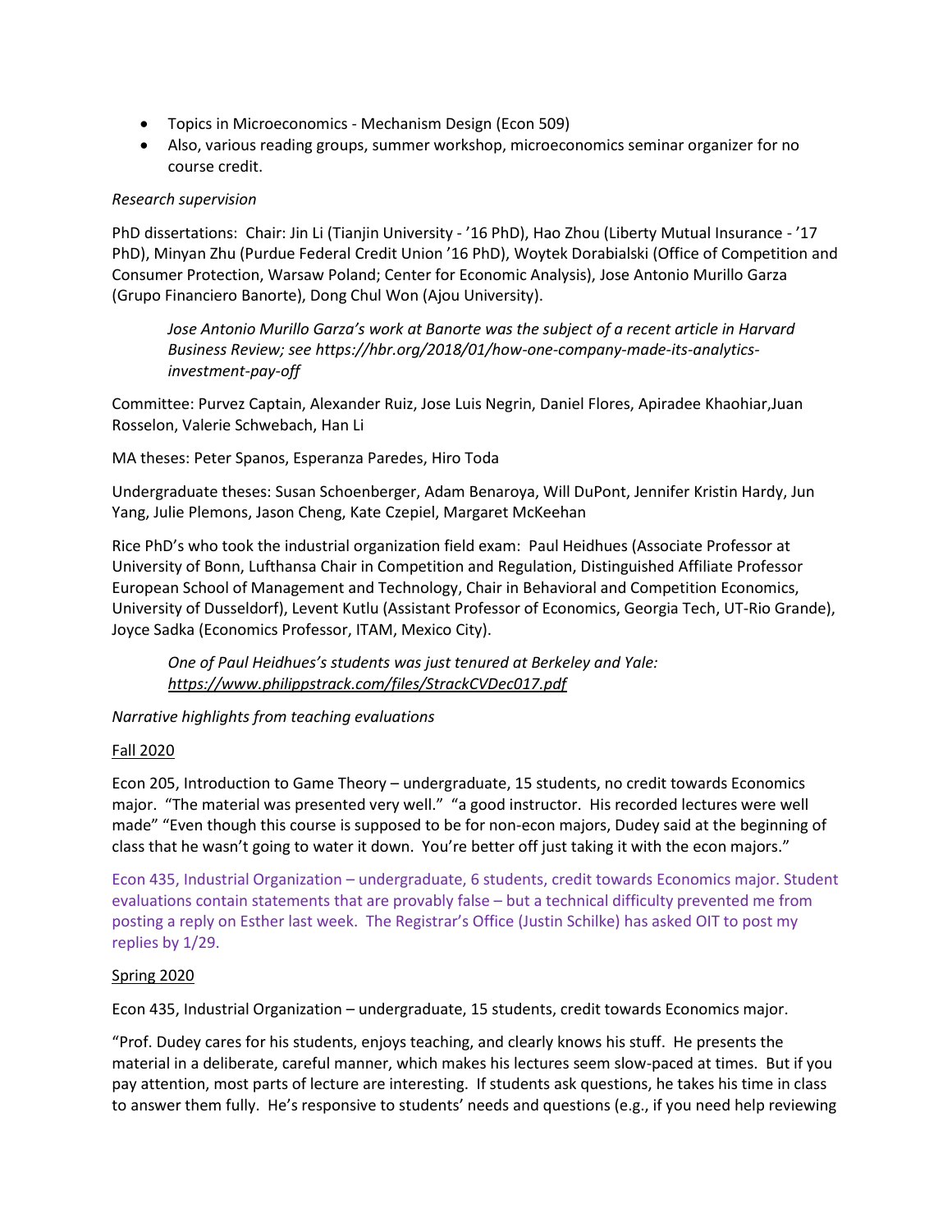- Topics in Microeconomics - Mechanism Design (Econ 509)
- Also, various reading groups, summer workshop, microeconomics seminar organizer for no course credit.

*Research supervision*

PhD dissertations: Chair: Jin Li (Tianjin University - '16 PhD), Hao Zhou (Liberty Mutual Insurance - '17 PhD), Minyan Zhu (Purdue Federal Credit Union '16 PhD), Woytek Dorabialski (Office of Competition and Consumer Protection, Warsaw Poland; Center for Economic Analysis), Jose Antonio Murillo Garza (Grupo Financiero Banorte), Dong Chul Won (Ajou University).

> *Jose Antonio Murillo Garza's work at Banorte was the subject of a recent article in Harvard Business Review; see https://hbr.org/2018/01/how-one-company-made-its-analytics-investment-pay-off*

Committee: Purvez Captain, Alexander Ruiz, Jose Luis Negrin, Daniel Flores, Apiradee Khaohiar,Juan Rosselon, Valerie Schwebach, Han Li

MA theses: Peter Spanos, Esperanza Paredes, Hiro Toda

Undergraduate theses: Susan Schoenberger, Adam Benaroya, Will DuPont, Jennifer Kristin Hardy, Jun Yang, Julie Plemons, Jason Cheng, Kate Czepiel, Margaret McKeehan

Rice PhD's who took the industrial organization field exam: Paul Heidhues (Associate Professor at University of Bonn, Lufthansa Chair in Competition and Regulation, Distinguished Affiliate Professor European School of Management and Technology, Chair in Behavioral and Competition Economics, University of Dusseldorf), Levent Kutlu (Assistant Professor of Economics, Georgia Tech, UT-Rio Grande), Joyce Sadka (Economics Professor, ITAM, Mexico City).

> *One of Paul Heidhues's students was just tenured at Berkeley and Yale: https://www.philippstrack.com/files/StrackCVDec017.pdf*

*Narrative highlights from teaching evaluations*

Fall 2020

Econ 205, Introduction to Game Theory – undergraduate, 15 students, no credit towards Economics major. "The material was presented very well." "a good instructor. His recorded lectures were well made" "Even though this course is supposed to be for non-econ majors, Dudey said at the beginning of class that he wasn't going to water it down. You're better off just taking it with the econ majors."

Econ 435, Industrial Organization – undergraduate, 6 students, credit towards Economics major. Student evaluations contain statements that are provably false – but a technical difficulty prevented me from posting a reply on Esther last week. The Registrar's Office (Justin Schilke) has asked OIT to post my replies by 1/29.

Spring 2020

Econ 435, Industrial Organization – undergraduate, 15 students, credit towards Economics major.

"Prof. Dudey cares for his students, enjoys teaching, and clearly knows his stuff. He presents the material in a deliberate, careful manner, which makes his lectures seem slow-paced at times. But if you pay attention, most parts of lecture are interesting. If students ask questions, he takes his time in class to answer them fully. He's responsive to students' needs and questions (e.g., if you need help reviewing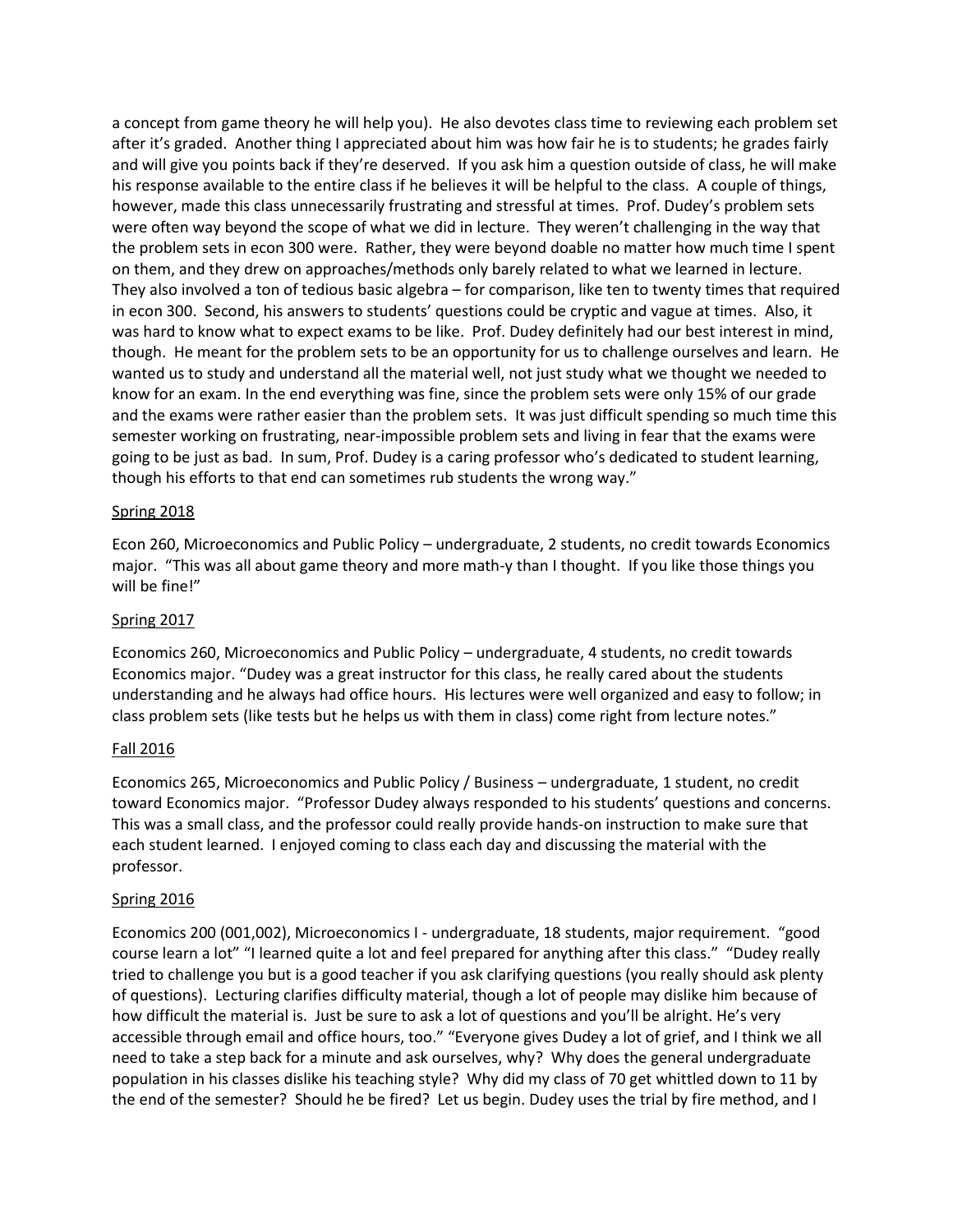a concept from game theory he will help you). He also devotes class time to reviewing each problem set after it's graded. Another thing I appreciated about him was how fair he is to students; he grades fairly and will give you points back if they're deserved. If you ask him a question outside of class, he will make his response available to the entire class if he believes it will be helpful to the class. A couple of things, however, made this class unnecessarily frustrating and stressful at times. Prof. Dudey's problem sets were often way beyond the scope of what we did in lecture. They weren't challenging in the way that the problem sets in econ 300 were. Rather, they were beyond doable no matter how much time I spent on them, and they drew on approaches/methods only barely related to what we learned in lecture. They also involved a ton of tedious basic algebra – for comparison, like ten to twenty times that required in econ 300. Second, his answers to students' questions could be cryptic and vague at times. Also, it was hard to know what to expect exams to be like. Prof. Dudey definitely had our best interest in mind, though. He meant for the problem sets to be an opportunity for us to challenge ourselves and learn. He wanted us to study and understand all the material well, not just study what we thought we needed to know for an exam. In the end everything was fine, since the problem sets were only 15% of our grade and the exams were rather easier than the problem sets. It was just difficult spending so much time this semester working on frustrating, near-impossible problem sets and living in fear that the exams were going to be just as bad. In sum, Prof. Dudey is a caring professor who's dedicated to student learning, though his efforts to that end can sometimes rub students the wrong way."

Spring 2018

Econ 260, Microeconomics and Public Policy – undergraduate, 2 students, no credit towards Economics major. "This was all about game theory and more math-y than I thought. If you like those things you will be fine!"

Spring 2017

Economics 260, Microeconomics and Public Policy – undergraduate, 4 students, no credit towards Economics major. "Dudey was a great instructor for this class, he really cared about the students understanding and he always had office hours. His lectures were well organized and easy to follow; in class problem sets (like tests but he helps us with them in class) come right from lecture notes."

Fall 2016

Economics 265, Microeconomics and Public Policy / Business – undergraduate, 1 student, no credit toward Economics major. "Professor Dudey always responded to his students' questions and concerns. This was a small class, and the professor could really provide hands-on instruction to make sure that each student learned. I enjoyed coming to class each day and discussing the material with the professor.

Spring 2016

Economics 200 (001,002), Microeconomics I - undergraduate, 18 students, major requirement. "good course learn a lot" "I learned quite a lot and feel prepared for anything after this class." "Dudey really tried to challenge you but is a good teacher if you ask clarifying questions (you really should ask plenty of questions). Lecturing clarifies difficulty material, though a lot of people may dislike him because of how difficult the material is. Just be sure to ask a lot of questions and you'll be alright. He's very accessible through email and office hours, too." "Everyone gives Dudey a lot of grief, and I think we all need to take a step back for a minute and ask ourselves, why? Why does the general undergraduate population in his classes dislike his teaching style? Why did my class of 70 get whittled down to 11 by the end of the semester? Should he be fired? Let us begin. Dudey uses the trial by fire method, and I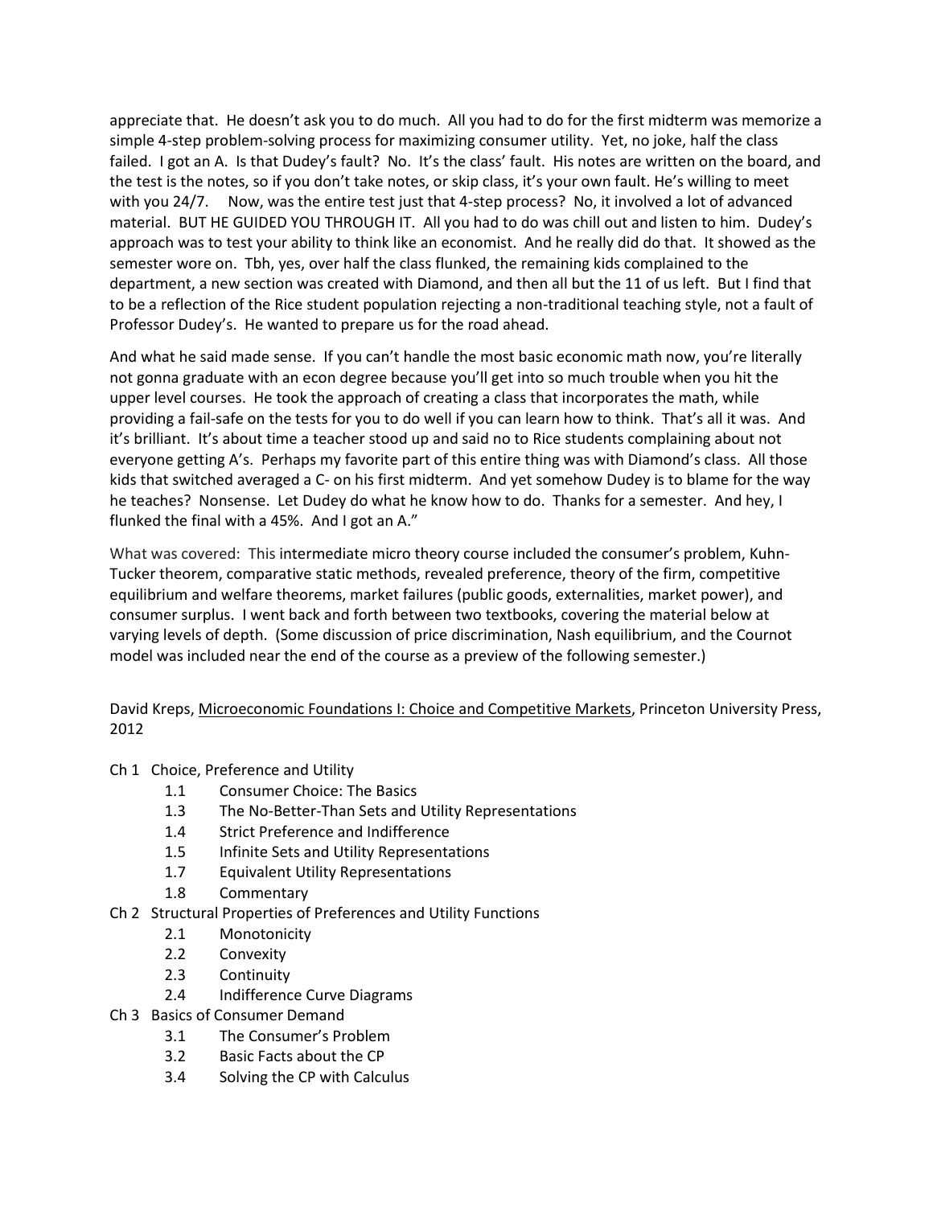appreciate that. He doesn't ask you to do much. All you had to do for the first midterm was memorize a simple 4-step problem-solving process for maximizing consumer utility. Yet, no joke, half the class failed. I got an A. Is that Dudey's fault? No. It's the class' fault. His notes are written on the board, and the test is the notes, so if you don't take notes, or skip class, it's your own fault. He's willing to meet with you 24/7. Now, was the entire test just that 4-step process? No, it involved a lot of advanced material. BUT HE GUIDED YOU THROUGH IT. All you had to do was chill out and listen to him. Dudey's approach was to test your ability to think like an economist. And he really did do that. It showed as the semester wore on. Tbh, yes, over half the class flunked, the remaining kids complained to the department, a new section was created with Diamond, and then all but the 11 of us left. But I find that to be a reflection of the Rice student population rejecting a non-traditional teaching style, not a fault of Professor Dudey's. He wanted to prepare us for the road ahead.

And what he said made sense. If you can't handle the most basic economic math now, you're literally not gonna graduate with an econ degree because you'll get into so much trouble when you hit the upper level courses. He took the approach of creating a class that incorporates the math, while providing a fail-safe on the tests for you to do well if you can learn how to think. That's all it was. And it's brilliant. It's about time a teacher stood up and said no to Rice students complaining about not everyone getting A's. Perhaps my favorite part of this entire thing was with Diamond's class. All those kids that switched averaged a C- on his first midterm. And yet somehow Dudey is to blame for the way he teaches? Nonsense. Let Dudey do what he know how to do. Thanks for a semester. And hey, I flunked the final with a 45%. And I got an A."

What was covered: This intermediate micro theory course included the consumer's problem, Kuhn-Tucker theorem, comparative static methods, revealed preference, theory of the firm, competitive equilibrium and welfare theorems, market failures (public goods, externalities, market power), and consumer surplus. I went back and forth between two textbooks, covering the material below at varying levels of depth. (Some discussion of price discrimination, Nash equilibrium, and the Cournot model was included near the end of the course as a preview of the following semester.)

David Kreps, Microeconomic Foundations I: Choice and Competitive Markets, Princeton University Press, 2012

- Ch 1 Choice, Preference and Utility
  - 1.1 Consumer Choice: The Basics
  - 1.3 The No-Better-Than Sets and Utility Representations
  - 1.4 Strict Preference and Indifference
  - 1.5 Infinite Sets and Utility Representations
  - 1.7 Equivalent Utility Representations
  - 1.8 Commentary
- Ch 2 Structural Properties of Preferences and Utility Functions
  - 2.1 Monotonicity
  - 2.2 Convexity
  - 2.3 Continuity
  - 2.4 Indifference Curve Diagrams
- Ch 3 Basics of Consumer Demand
  - 3.1 The Consumer's Problem
  - 3.2 Basic Facts about the CP
  - 3.4 Solving the CP with Calculus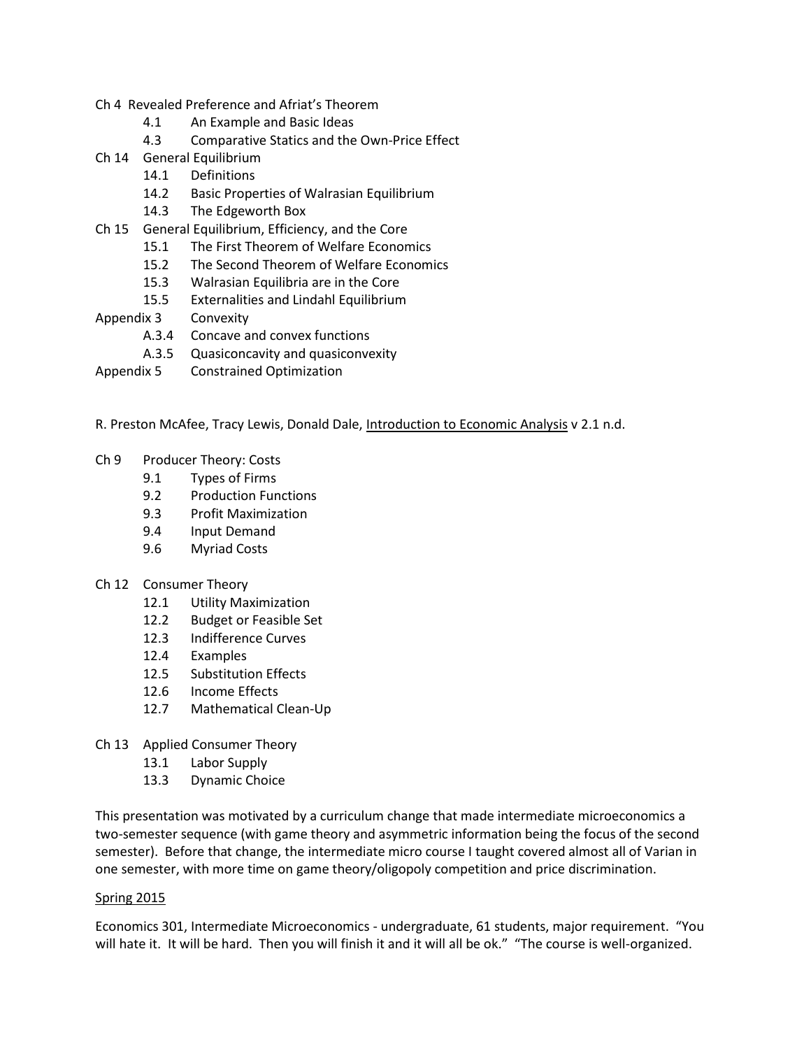- Ch 4 Revealed Preference and Afriat's Theorem
  - 4.1 An Example and Basic Ideas
  - 4.3 Comparative Statics and the Own-Price Effect
- Ch 14 General Equilibrium
  - 14.1 Definitions
  - 14.2 Basic Properties of Walrasian Equilibrium
  - 14.3 The Edgeworth Box
- Ch 15 General Equilibrium, Efficiency, and the Core
  - 15.1 The First Theorem of Welfare Economics
  - 15.2 The Second Theorem of Welfare Economics
  - 15.3 Walrasian Equilibria are in the Core
  - 15.5 Externalities and Lindahl Equilibrium
- Appendix 3 Convexity
  - A.3.4 Concave and convex functions
  - A.3.5 Quasiconcavity and quasiconvexity
- Appendix 5 Constrained Optimization

R. Preston McAfee, Tracy Lewis, Donald Dale, Introduction to Economic Analysis v 2.1 n.d.

- Ch 9 Producer Theory: Costs
  - 9.1 Types of Firms
  - 9.2 Production Functions
  - 9.3 Profit Maximization
  - 9.4 Input Demand
  - 9.6 Myriad Costs

- Ch 12 Consumer Theory
  - 12.1 Utility Maximization
  - 12.2 Budget or Feasible Set
  - 12.3 Indifference Curves
  - 12.4 Examples
  - 12.5 Substitution Effects
  - 12.6 Income Effects
  - 12.7 Mathematical Clean-Up

- Ch 13 Applied Consumer Theory
  - 13.1 Labor Supply
  - 13.3 Dynamic Choice

This presentation was motivated by a curriculum change that made intermediate microeconomics a two-semester sequence (with game theory and asymmetric information being the focus of the second semester). Before that change, the intermediate micro course I taught covered almost all of Varian in one semester, with more time on game theory/oligopoly competition and price discrimination.

Spring 2015

Economics 301, Intermediate Microeconomics - undergraduate, 61 students, major requirement. "You will hate it. It will be hard. Then you will finish it and it will all be ok." "The course is well-organized.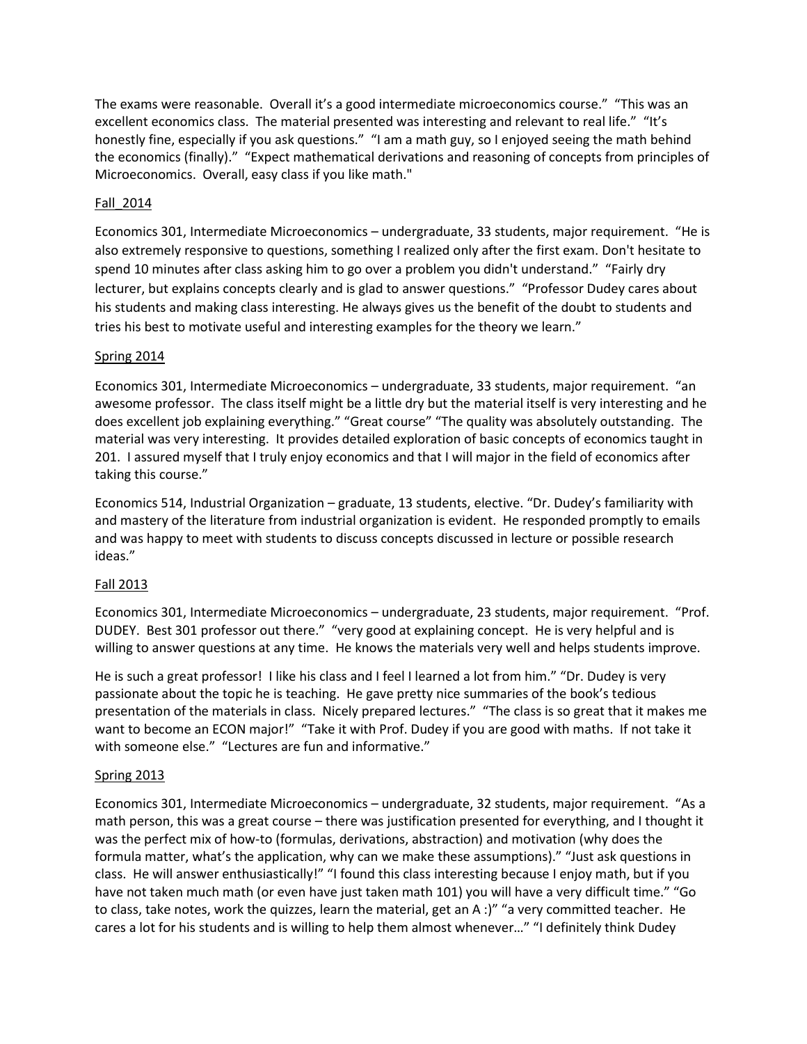The exams were reasonable. Overall it's a good intermediate microeconomics course." "This was an excellent economics class. The material presented was interesting and relevant to real life." "It's honestly fine, especially if you ask questions." "I am a math guy, so I enjoyed seeing the math behind the economics (finally)." "Expect mathematical derivations and reasoning of concepts from principles of Microeconomics. Overall, easy class if you like math."

Fall_2014

Economics 301, Intermediate Microeconomics – undergraduate, 33 students, major requirement. "He is also extremely responsive to questions, something I realized only after the first exam. Don't hesitate to spend 10 minutes after class asking him to go over a problem you didn't understand." "Fairly dry lecturer, but explains concepts clearly and is glad to answer questions." "Professor Dudey cares about his students and making class interesting. He always gives us the benefit of the doubt to students and tries his best to motivate useful and interesting examples for the theory we learn."

Spring 2014

Economics 301, Intermediate Microeconomics – undergraduate, 33 students, major requirement. "an awesome professor. The class itself might be a little dry but the material itself is very interesting and he does excellent job explaining everything." "Great course" "The quality was absolutely outstanding. The material was very interesting. It provides detailed exploration of basic concepts of economics taught in 201. I assured myself that I truly enjoy economics and that I will major in the field of economics after taking this course."

Economics 514, Industrial Organization – graduate, 13 students, elective. "Dr. Dudey's familiarity with and mastery of the literature from industrial organization is evident. He responded promptly to emails and was happy to meet with students to discuss concepts discussed in lecture or possible research ideas."

Fall 2013

Economics 301, Intermediate Microeconomics – undergraduate, 23 students, major requirement. "Prof. DUDEY. Best 301 professor out there." "very good at explaining concept. He is very helpful and is willing to answer questions at any time. He knows the materials very well and helps students improve.

He is such a great professor! I like his class and I feel I learned a lot from him." "Dr. Dudey is very passionate about the topic he is teaching. He gave pretty nice summaries of the book's tedious presentation of the materials in class. Nicely prepared lectures." "The class is so great that it makes me want to become an ECON major!" "Take it with Prof. Dudey if you are good with maths. If not take it with someone else." "Lectures are fun and informative."

Spring 2013

Economics 301, Intermediate Microeconomics – undergraduate, 32 students, major requirement. "As a math person, this was a great course – there was justification presented for everything, and I thought it was the perfect mix of how-to (formulas, derivations, abstraction) and motivation (why does the formula matter, what's the application, why can we make these assumptions)." "Just ask questions in class. He will answer enthusiastically!" "I found this class interesting because I enjoy math, but if you have not taken much math (or even have just taken math 101) you will have a very difficult time." "Go to class, take notes, work the quizzes, learn the material, get an A :)" "a very committed teacher. He cares a lot for his students and is willing to help them almost whenever…" "I definitely think Dudey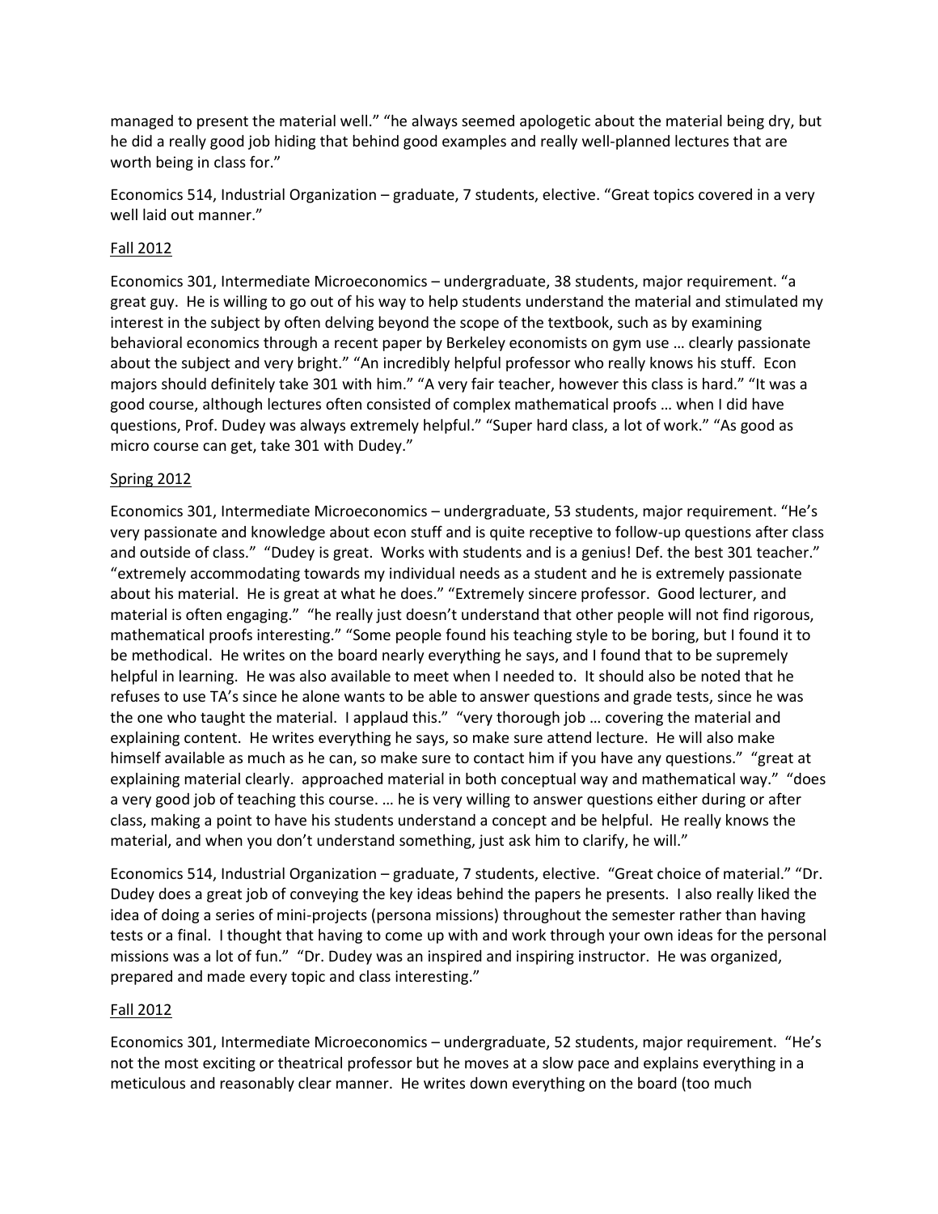managed to present the material well." "he always seemed apologetic about the material being dry, but he did a really good job hiding that behind good examples and really well-planned lectures that are worth being in class for."

Economics 514, Industrial Organization – graduate, 7 students, elective. "Great topics covered in a very well laid out manner."

<u>Fall 2012</u>

Economics 301, Intermediate Microeconomics – undergraduate, 38 students, major requirement. "a great guy. He is willing to go out of his way to help students understand the material and stimulated my interest in the subject by often delving beyond the scope of the textbook, such as by examining behavioral economics through a recent paper by Berkeley economists on gym use … clearly passionate about the subject and very bright." "An incredibly helpful professor who really knows his stuff. Econ majors should definitely take 301 with him." "A very fair teacher, however this class is hard." "It was a good course, although lectures often consisted of complex mathematical proofs … when I did have questions, Prof. Dudey was always extremely helpful." "Super hard class, a lot of work." "As good as micro course can get, take 301 with Dudey."

<u>Spring 2012</u>

Economics 301, Intermediate Microeconomics – undergraduate, 53 students, major requirement. "He's very passionate and knowledge about econ stuff and is quite receptive to follow-up questions after class and outside of class." "Dudey is great. Works with students and is a genius! Def. the best 301 teacher." "extremely accommodating towards my individual needs as a student and he is extremely passionate about his material. He is great at what he does." "Extremely sincere professor. Good lecturer, and material is often engaging." "he really just doesn't understand that other people will not find rigorous, mathematical proofs interesting." "Some people found his teaching style to be boring, but I found it to be methodical. He writes on the board nearly everything he says, and I found that to be supremely helpful in learning. He was also available to meet when I needed to. It should also be noted that he refuses to use TA's since he alone wants to be able to answer questions and grade tests, since he was the one who taught the material. I applaud this." "very thorough job … covering the material and explaining content. He writes everything he says, so make sure attend lecture. He will also make himself available as much as he can, so make sure to contact him if you have any questions." "great at explaining material clearly. approached material in both conceptual way and mathematical way." "does a very good job of teaching this course. … he is very willing to answer questions either during or after class, making a point to have his students understand a concept and be helpful. He really knows the material, and when you don't understand something, just ask him to clarify, he will."

Economics 514, Industrial Organization – graduate, 7 students, elective. "Great choice of material." "Dr. Dudey does a great job of conveying the key ideas behind the papers he presents. I also really liked the idea of doing a series of mini-projects (persona missions) throughout the semester rather than having tests or a final. I thought that having to come up with and work through your own ideas for the personal missions was a lot of fun." "Dr. Dudey was an inspired and inspiring instructor. He was organized, prepared and made every topic and class interesting."

<u>Fall 2012</u>

Economics 301, Intermediate Microeconomics – undergraduate, 52 students, major requirement. "He's not the most exciting or theatrical professor but he moves at a slow pace and explains everything in a meticulous and reasonably clear manner. He writes down everything on the board (too much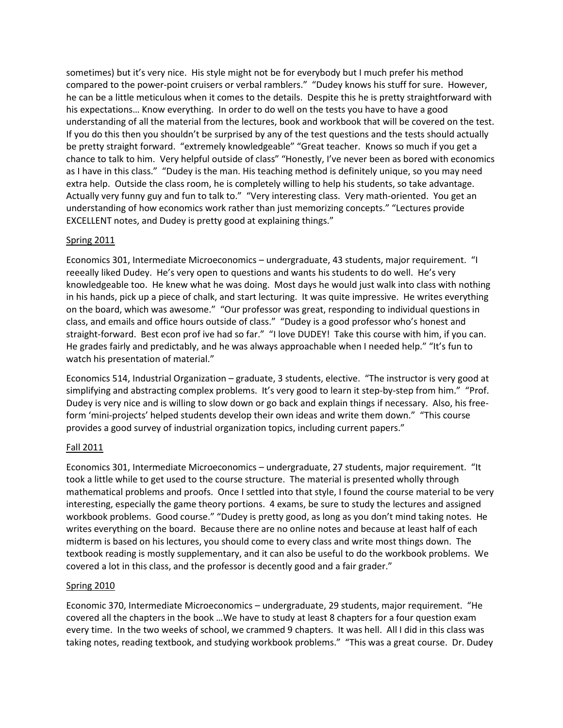sometimes) but it's very nice. His style might not be for everybody but I much prefer his method compared to the power-point cruisers or verbal ramblers." "Dudey knows his stuff for sure. However, he can be a little meticulous when it comes to the details. Despite this he is pretty straightforward with his expectations… Know everything. In order to do well on the tests you have to have a good understanding of all the material from the lectures, book and workbook that will be covered on the test. If you do this then you shouldn't be surprised by any of the test questions and the tests should actually be pretty straight forward. "extremely knowledgeable" "Great teacher. Knows so much if you get a chance to talk to him. Very helpful outside of class" "Honestly, I've never been as bored with economics as I have in this class." "Dudey is the man. His teaching method is definitely unique, so you may need extra help. Outside the class room, he is completely willing to help his students, so take advantage. Actually very funny guy and fun to talk to." "Very interesting class. Very math-oriented. You get an understanding of how economics work rather than just memorizing concepts." "Lectures provide EXCELLENT notes, and Dudey is pretty good at explaining things."

<u>Spring 2011</u>

Economics 301, Intermediate Microeconomics – undergraduate, 43 students, major requirement. "I reeeally liked Dudey. He's very open to questions and wants his students to do well. He's very knowledgeable too. He knew what he was doing. Most days he would just walk into class with nothing in his hands, pick up a piece of chalk, and start lecturing. It was quite impressive. He writes everything on the board, which was awesome." "Our professor was great, responding to individual questions in class, and emails and office hours outside of class." "Dudey is a good professor who's honest and straight-forward. Best econ prof ive had so far." "I love DUDEY! Take this course with him, if you can. He grades fairly and predictably, and he was always approachable when I needed help." "It's fun to watch his presentation of material."

Economics 514, Industrial Organization – graduate, 3 students, elective. "The instructor is very good at simplifying and abstracting complex problems. It's very good to learn it step-by-step from him." "Prof. Dudey is very nice and is willing to slow down or go back and explain things if necessary. Also, his free-form 'mini-projects' helped students develop their own ideas and write them down." "This course provides a good survey of industrial organization topics, including current papers."

<u>Fall 2011</u>

Economics 301, Intermediate Microeconomics – undergraduate, 27 students, major requirement. "It took a little while to get used to the course structure. The material is presented wholly through mathematical problems and proofs. Once I settled into that style, I found the course material to be very interesting, especially the game theory portions. 4 exams, be sure to study the lectures and assigned workbook problems. Good course." "Dudey is pretty good, as long as you don't mind taking notes. He writes everything on the board. Because there are no online notes and because at least half of each midterm is based on his lectures, you should come to every class and write most things down. The textbook reading is mostly supplementary, and it can also be useful to do the workbook problems. We covered a lot in this class, and the professor is decently good and a fair grader."

<u>Spring 2010</u>

Economic 370, Intermediate Microeconomics – undergraduate, 29 students, major requirement. "He covered all the chapters in the book …We have to study at least 8 chapters for a four question exam every time. In the two weeks of school, we crammed 9 chapters. It was hell. All I did in this class was taking notes, reading textbook, and studying workbook problems." "This was a great course. Dr. Dudey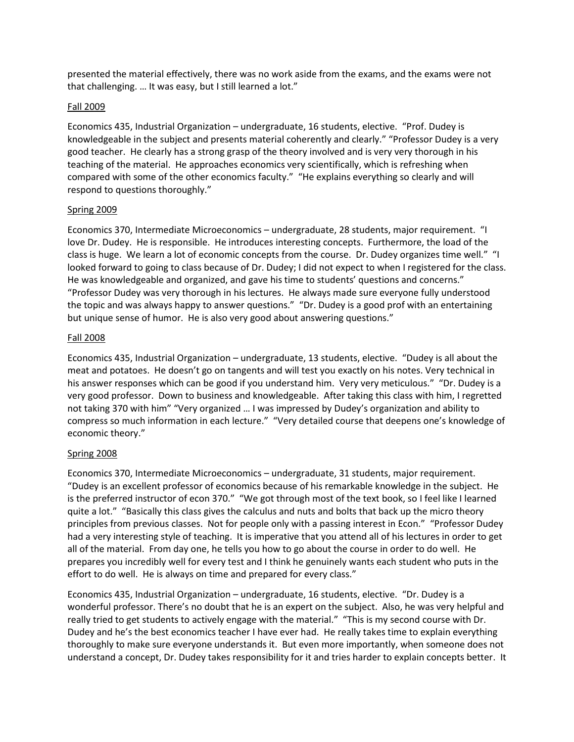presented the material effectively, there was no work aside from the exams, and the exams were not that challenging. … It was easy, but I still learned a lot."

<u>Fall 2009</u>

Economics 435, Industrial Organization – undergraduate, 16 students, elective. "Prof. Dudey is knowledgeable in the subject and presents material coherently and clearly." "Professor Dudey is a very good teacher. He clearly has a strong grasp of the theory involved and is very very thorough in his teaching of the material. He approaches economics very scientifically, which is refreshing when compared with some of the other economics faculty." "He explains everything so clearly and will respond to questions thoroughly."

<u>Spring 2009</u>

Economics 370, Intermediate Microeconomics – undergraduate, 28 students, major requirement. "I love Dr. Dudey. He is responsible. He introduces interesting concepts. Furthermore, the load of the class is huge. We learn a lot of economic concepts from the course. Dr. Dudey organizes time well." "I looked forward to going to class because of Dr. Dudey; I did not expect to when I registered for the class. He was knowledgeable and organized, and gave his time to students' questions and concerns." "Professor Dudey was very thorough in his lectures. He always made sure everyone fully understood the topic and was always happy to answer questions." "Dr. Dudey is a good prof with an entertaining but unique sense of humor. He is also very good about answering questions."

<u>Fall 2008</u>

Economics 435, Industrial Organization – undergraduate, 13 students, elective. "Dudey is all about the meat and potatoes. He doesn't go on tangents and will test you exactly on his notes. Very technical in his answer responses which can be good if you understand him. Very very meticulous." "Dr. Dudey is a very good professor. Down to business and knowledgeable. After taking this class with him, I regretted not taking 370 with him" "Very organized … I was impressed by Dudey's organization and ability to compress so much information in each lecture." "Very detailed course that deepens one's knowledge of economic theory."

<u>Spring 2008</u>

Economics 370, Intermediate Microeconomics – undergraduate, 31 students, major requirement. "Dudey is an excellent professor of economics because of his remarkable knowledge in the subject. He is the preferred instructor of econ 370." "We got through most of the text book, so I feel like I learned quite a lot." "Basically this class gives the calculus and nuts and bolts that back up the micro theory principles from previous classes. Not for people only with a passing interest in Econ." "Professor Dudey had a very interesting style of teaching. It is imperative that you attend all of his lectures in order to get all of the material. From day one, he tells you how to go about the course in order to do well. He prepares you incredibly well for every test and I think he genuinely wants each student who puts in the effort to do well. He is always on time and prepared for every class."

Economics 435, Industrial Organization – undergraduate, 16 students, elective. "Dr. Dudey is a wonderful professor. There's no doubt that he is an expert on the subject. Also, he was very helpful and really tried to get students to actively engage with the material." "This is my second course with Dr. Dudey and he's the best economics teacher I have ever had. He really takes time to explain everything thoroughly to make sure everyone understands it. But even more importantly, when someone does not understand a concept, Dr. Dudey takes responsibility for it and tries harder to explain concepts better. It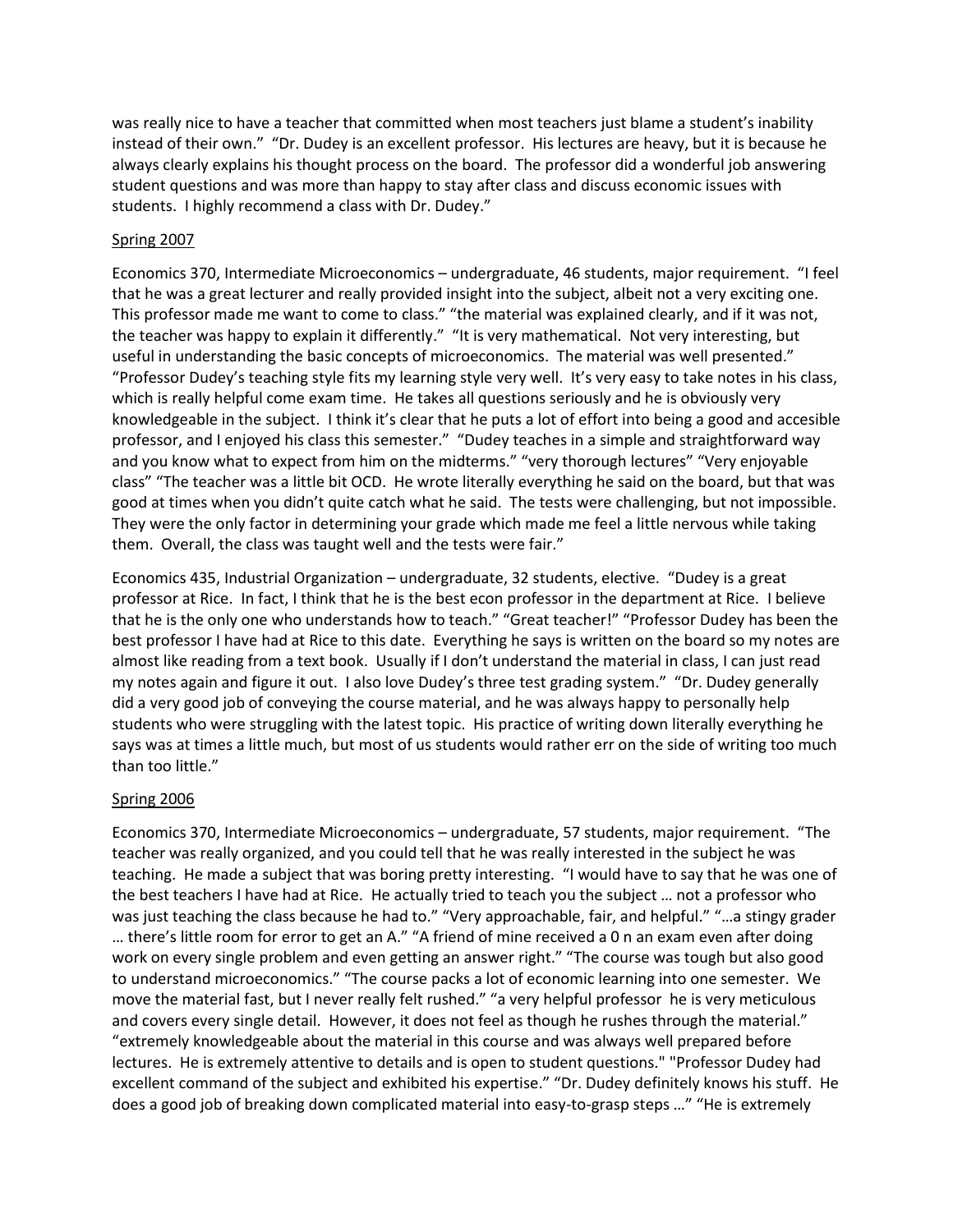was really nice to have a teacher that committed when most teachers just blame a student's inability instead of their own." "Dr. Dudey is an excellent professor. His lectures are heavy, but it is because he always clearly explains his thought process on the board. The professor did a wonderful job answering student questions and was more than happy to stay after class and discuss economic issues with students. I highly recommend a class with Dr. Dudey."

Spring 2007

Economics 370, Intermediate Microeconomics – undergraduate, 46 students, major requirement. "I feel that he was a great lecturer and really provided insight into the subject, albeit not a very exciting one. This professor made me want to come to class." "the material was explained clearly, and if it was not, the teacher was happy to explain it differently." "It is very mathematical. Not very interesting, but useful in understanding the basic concepts of microeconomics. The material was well presented." "Professor Dudey's teaching style fits my learning style very well. It's very easy to take notes in his class, which is really helpful come exam time. He takes all questions seriously and he is obviously very knowledgeable in the subject. I think it's clear that he puts a lot of effort into being a good and accesible professor, and I enjoyed his class this semester." "Dudey teaches in a simple and straightforward way and you know what to expect from him on the midterms." "very thorough lectures" "Very enjoyable class" "The teacher was a little bit OCD. He wrote literally everything he said on the board, but that was good at times when you didn't quite catch what he said. The tests were challenging, but not impossible. They were the only factor in determining your grade which made me feel a little nervous while taking them. Overall, the class was taught well and the tests were fair."

Economics 435, Industrial Organization – undergraduate, 32 students, elective. "Dudey is a great professor at Rice. In fact, I think that he is the best econ professor in the department at Rice. I believe that he is the only one who understands how to teach." "Great teacher!" "Professor Dudey has been the best professor I have had at Rice to this date. Everything he says is written on the board so my notes are almost like reading from a text book. Usually if I don't understand the material in class, I can just read my notes again and figure it out. I also love Dudey's three test grading system." "Dr. Dudey generally did a very good job of conveying the course material, and he was always happy to personally help students who were struggling with the latest topic. His practice of writing down literally everything he says was at times a little much, but most of us students would rather err on the side of writing too much than too little."

Spring 2006

Economics 370, Intermediate Microeconomics – undergraduate, 57 students, major requirement. "The teacher was really organized, and you could tell that he was really interested in the subject he was teaching. He made a subject that was boring pretty interesting. "I would have to say that he was one of the best teachers I have had at Rice. He actually tried to teach you the subject … not a professor who was just teaching the class because he had to." "Very approachable, fair, and helpful." "…a stingy grader … there's little room for error to get an A." "A friend of mine received a 0 n an exam even after doing work on every single problem and even getting an answer right." "The course was tough but also good to understand microeconomics." "The course packs a lot of economic learning into one semester. We move the material fast, but I never really felt rushed." "a very helpful professor he is very meticulous and covers every single detail. However, it does not feel as though he rushes through the material." "extremely knowledgeable about the material in this course and was always well prepared before lectures. He is extremely attentive to details and is open to student questions." "Professor Dudey had excellent command of the subject and exhibited his expertise." "Dr. Dudey definitely knows his stuff. He does a good job of breaking down complicated material into easy-to-grasp steps …" "He is extremely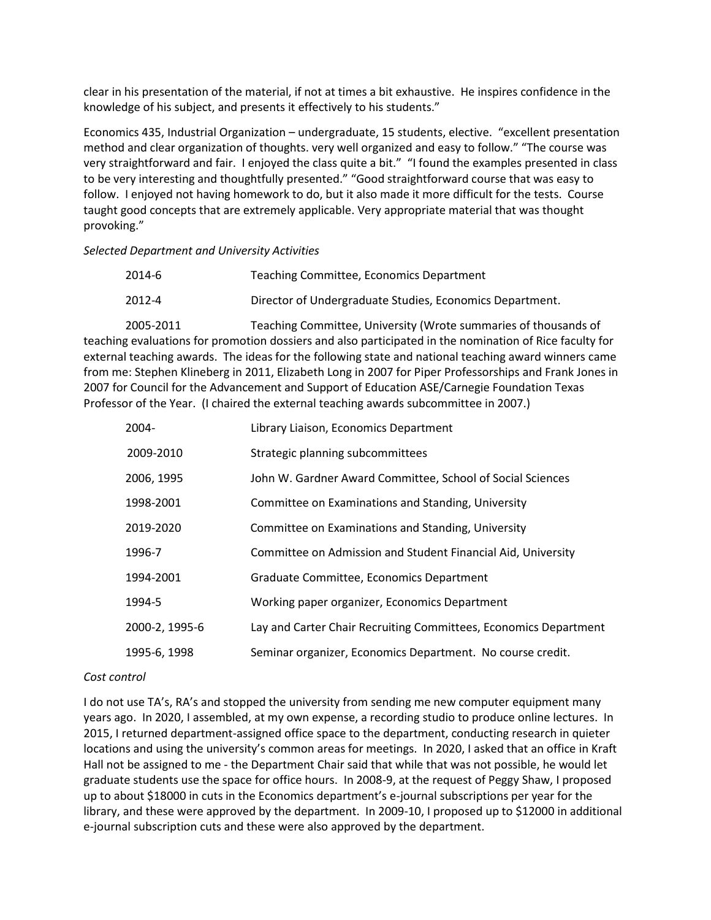clear in his presentation of the material, if not at times a bit exhaustive. He inspires confidence in the knowledge of his subject, and presents it effectively to his students."

Economics 435, Industrial Organization – undergraduate, 15 students, elective. "excellent presentation method and clear organization of thoughts. very well organized and easy to follow." "The course was very straightforward and fair. I enjoyed the class quite a bit." "I found the examples presented in class to be very interesting and thoughtfully presented." "Good straightforward course that was easy to follow. I enjoyed not having homework to do, but it also made it more difficult for the tests. Course taught good concepts that are extremely applicable. Very appropriate material that was thought provoking."

*Selected Department and University Activities*

| | |
|---|---|
| 2014-6 | Teaching Committee, Economics Department |
| 2012-4 | Director of Undergraduate Studies, Economics Department. |

2005-2011 Teaching Committee, University (Wrote summaries of thousands of teaching evaluations for promotion dossiers and also participated in the nomination of Rice faculty for external teaching awards. The ideas for the following state and national teaching award winners came from me: Stephen Klineberg in 2011, Elizabeth Long in 2007 for Piper Professorships and Frank Jones in 2007 for Council for the Advancement and Support of Education ASE/Carnegie Foundation Texas Professor of the Year. (I chaired the external teaching awards subcommittee in 2007.)

| | |
|---|---|
| 2004- | Library Liaison, Economics Department |
| 2009-2010 | Strategic planning subcommittees |
| 2006, 1995 | John W. Gardner Award Committee, School of Social Sciences |
| 1998-2001 | Committee on Examinations and Standing, University |
| 2019-2020 | Committee on Examinations and Standing, University |
| 1996-7 | Committee on Admission and Student Financial Aid, University |
| 1994-2001 | Graduate Committee, Economics Department |
| 1994-5 | Working paper organizer, Economics Department |
| 2000-2, 1995-6 | Lay and Carter Chair Recruiting Committees, Economics Department |
| 1995-6, 1998 | Seminar organizer, Economics Department. No course credit. |

*Cost control*

I do not use TA's, RA's and stopped the university from sending me new computer equipment many years ago. In 2020, I assembled, at my own expense, a recording studio to produce online lectures. In 2015, I returned department-assigned office space to the department, conducting research in quieter locations and using the university's common areas for meetings. In 2020, I asked that an office in Kraft Hall not be assigned to me - the Department Chair said that while that was not possible, he would let graduate students use the space for office hours. In 2008-9, at the request of Peggy Shaw, I proposed up to about $18000 in cuts in the Economics department's e-journal subscriptions per year for the library, and these were approved by the department. In 2009-10, I proposed up to $12000 in additional e-journal subscription cuts and these were also approved by the department.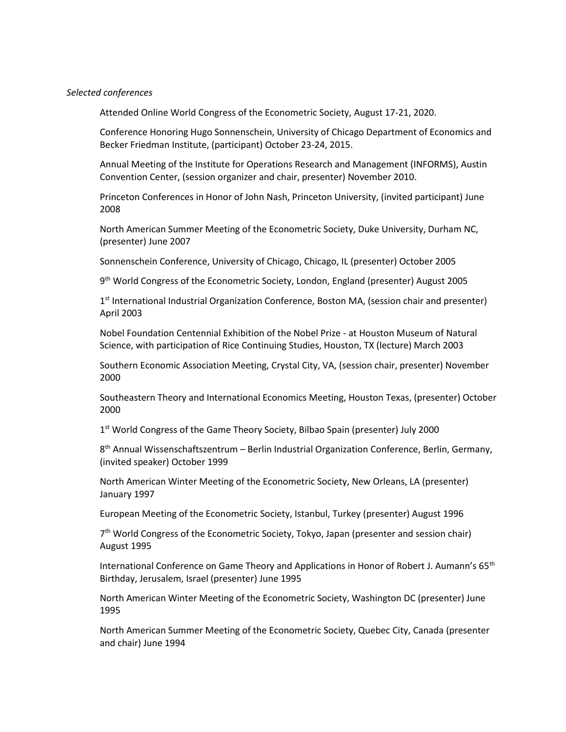*Selected conferences*

Attended Online World Congress of the Econometric Society, August 17-21, 2020.

Conference Honoring Hugo Sonnenschein, University of Chicago Department of Economics and Becker Friedman Institute, (participant) October 23-24, 2015.

Annual Meeting of the Institute for Operations Research and Management (INFORMS), Austin Convention Center, (session organizer and chair, presenter) November 2010.

Princeton Conferences in Honor of John Nash, Princeton University, (invited participant) June 2008

North American Summer Meeting of the Econometric Society, Duke University, Durham NC, (presenter) June 2007

Sonnenschein Conference, University of Chicago, Chicago, IL (presenter) October 2005

9th World Congress of the Econometric Society, London, England (presenter) August 2005

1st International Industrial Organization Conference, Boston MA, (session chair and presenter) April 2003

Nobel Foundation Centennial Exhibition of the Nobel Prize - at Houston Museum of Natural Science, with participation of Rice Continuing Studies, Houston, TX (lecture) March 2003

Southern Economic Association Meeting, Crystal City, VA, (session chair, presenter) November 2000

Southeastern Theory and International Economics Meeting, Houston Texas, (presenter) October 2000

1st World Congress of the Game Theory Society, Bilbao Spain (presenter) July 2000

8th Annual Wissenschaftszentrum – Berlin Industrial Organization Conference, Berlin, Germany, (invited speaker) October 1999

North American Winter Meeting of the Econometric Society, New Orleans, LA (presenter) January 1997

European Meeting of the Econometric Society, Istanbul, Turkey (presenter) August 1996

7th World Congress of the Econometric Society, Tokyo, Japan (presenter and session chair) August 1995

International Conference on Game Theory and Applications in Honor of Robert J. Aumann's 65th Birthday, Jerusalem, Israel (presenter) June 1995

North American Winter Meeting of the Econometric Society, Washington DC (presenter) June 1995

North American Summer Meeting of the Econometric Society, Quebec City, Canada (presenter and chair) June 1994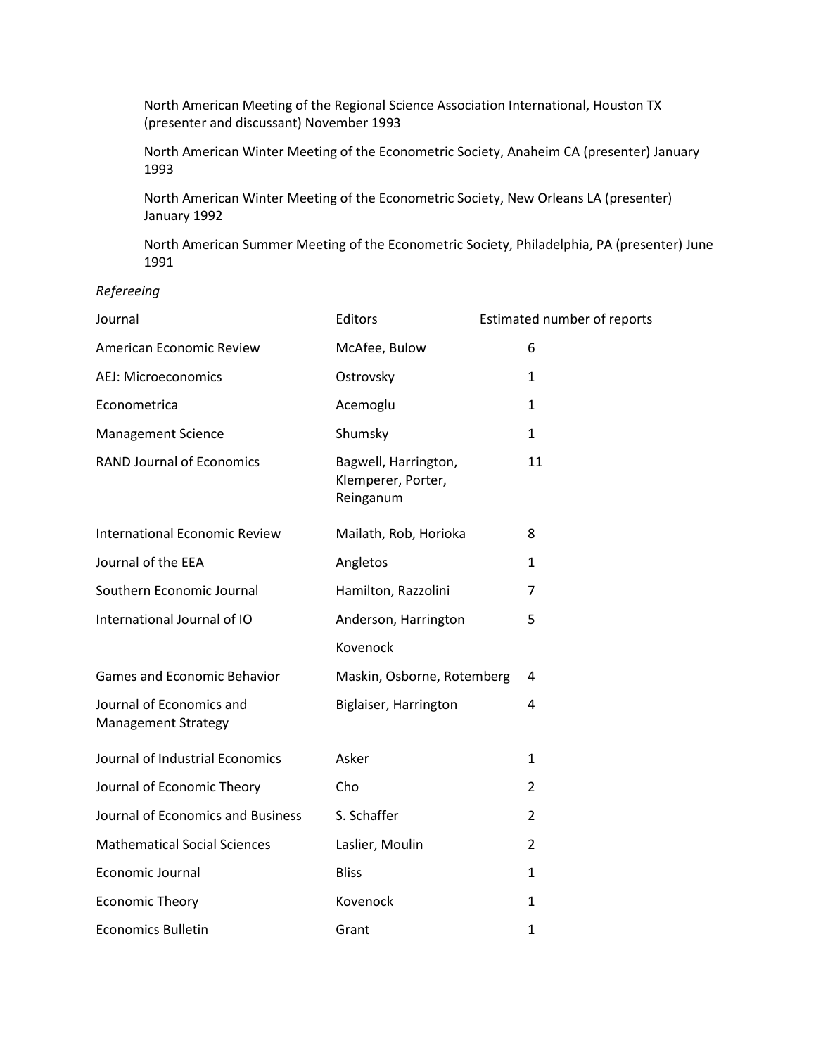North American Meeting of the Regional Science Association International, Houston TX (presenter and discussant) November 1993

North American Winter Meeting of the Econometric Society, Anaheim CA (presenter) January 1993

North American Winter Meeting of the Econometric Society, New Orleans LA (presenter) January 1992

North American Summer Meeting of the Econometric Society, Philadelphia, PA (presenter) June 1991

*Refereeing*

| Journal | Editors | Estimated number of reports |
|---|---|---|
| American Economic Review | McAfee, Bulow | 6 |
| AEJ: Microeconomics | Ostrovsky | 1 |
| Econometrica | Acemoglu | 1 |
| Management Science | Shumsky | 1 |
| RAND Journal of Economics | Bagwell, Harrington, Klemperer, Porter, Reinganum | 11 |
| International Economic Review | Mailath, Rob, Horioka | 8 |
| Journal of the EEA | Angletos | 1 |
| Southern Economic Journal | Hamilton, Razzolini | 7 |
| International Journal of IO | Anderson, Harrington Kovenock | 5 |
| Games and Economic Behavior | Maskin, Osborne, Rotemberg | 4 |
| Journal of Economics and Management Strategy | Biglaiser, Harrington | 4 |
| Journal of Industrial Economics | Asker | 1 |
| Journal of Economic Theory | Cho | 2 |
| Journal of Economics and Business | S. Schaffer | 2 |
| Mathematical Social Sciences | Laslier, Moulin | 2 |
| Economic Journal | Bliss | 1 |
| Economic Theory | Kovenock | 1 |
| Economics Bulletin | Grant | 1 |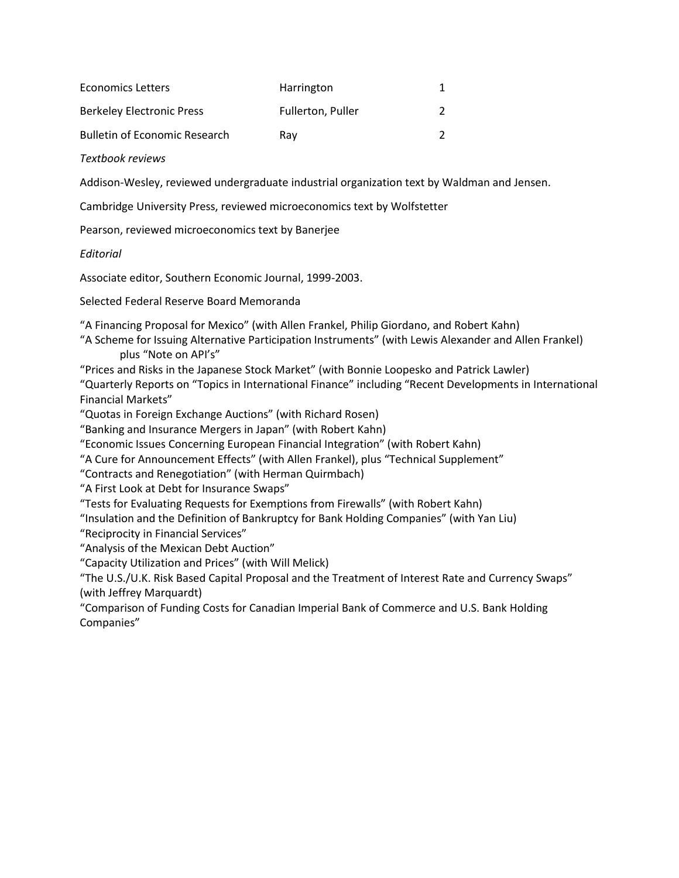| | | |
|---|---|---|
| Economics Letters | Harrington | 1 |
| Berkeley Electronic Press | Fullerton, Puller | 2 |
| Bulletin of Economic Research | Ray | 2 |

*Textbook reviews*

Addison-Wesley, reviewed undergraduate industrial organization text by Waldman and Jensen.

Cambridge University Press, reviewed microeconomics text by Wolfstetter

Pearson, reviewed microeconomics text by Banerjee

*Editorial*

Associate editor, Southern Economic Journal, 1999-2003.

Selected Federal Reserve Board Memoranda

"A Financing Proposal for Mexico" (with Allen Frankel, Philip Giordano, and Robert Kahn)
"A Scheme for Issuing Alternative Participation Instruments" (with Lewis Alexander and Allen Frankel) plus "Note on API's"
"Prices and Risks in the Japanese Stock Market" (with Bonnie Loopesko and Patrick Lawler)
"Quarterly Reports on "Topics in International Finance" including "Recent Developments in International Financial Markets"
"Quotas in Foreign Exchange Auctions" (with Richard Rosen)
"Banking and Insurance Mergers in Japan" (with Robert Kahn)
"Economic Issues Concerning European Financial Integration" (with Robert Kahn)
"A Cure for Announcement Effects" (with Allen Frankel), plus "Technical Supplement"
"Contracts and Renegotiation" (with Herman Quirmbach)
"A First Look at Debt for Insurance Swaps"
"Tests for Evaluating Requests for Exemptions from Firewalls" (with Robert Kahn)
"Insulation and the Definition of Bankruptcy for Bank Holding Companies" (with Yan Liu)
"Reciprocity in Financial Services"
"Analysis of the Mexican Debt Auction"
"Capacity Utilization and Prices" (with Will Melick)
"The U.S./U.K. Risk Based Capital Proposal and the Treatment of Interest Rate and Currency Swaps" (with Jeffrey Marquardt)
"Comparison of Funding Costs for Canadian Imperial Bank of Commerce and U.S. Bank Holding Companies"